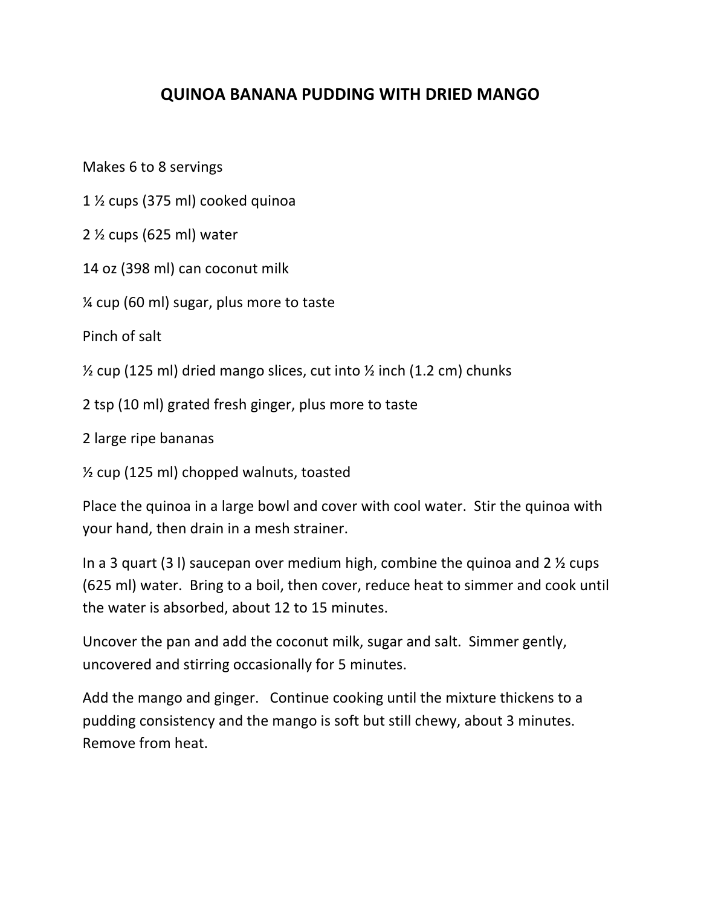# QUINOA BANANA PUDDING WITH DRIED MANGO

Makes 6 to 8 servings

1 ½ cups (375 ml) cooked quinoa

2 ½ cups (625 ml) water

14 oz (398 ml) can coconut milk

¼ cup (60 ml) sugar, plus more to taste

Pinch of salt

½ cup (125 ml) dried mango slices, cut into ½ inch (1.2 cm) chunks

2 tsp (10 ml) grated fresh ginger, plus more to taste

2 large ripe bananas

½ cup (125 ml) chopped walnuts, toasted

Place the quinoa in a large bowl and cover with cool water. Stir the quinoa with your hand, then drain in a mesh strainer.

In a 3 quart (3 l) saucepan over medium high, combine the quinoa and 2 ½ cups (625 ml) water. Bring to a boil, then cover, reduce heat to simmer and cook until the water is absorbed, about 12 to 15 minutes.

Uncover the pan and add the coconut milk, sugar and salt. Simmer gently, uncovered and stirring occasionally for 5 minutes.

Add the mango and ginger. Continue cooking until the mixture thickens to a pudding consistency and the mango is soft but still chewy, about 3 minutes. Remove from heat.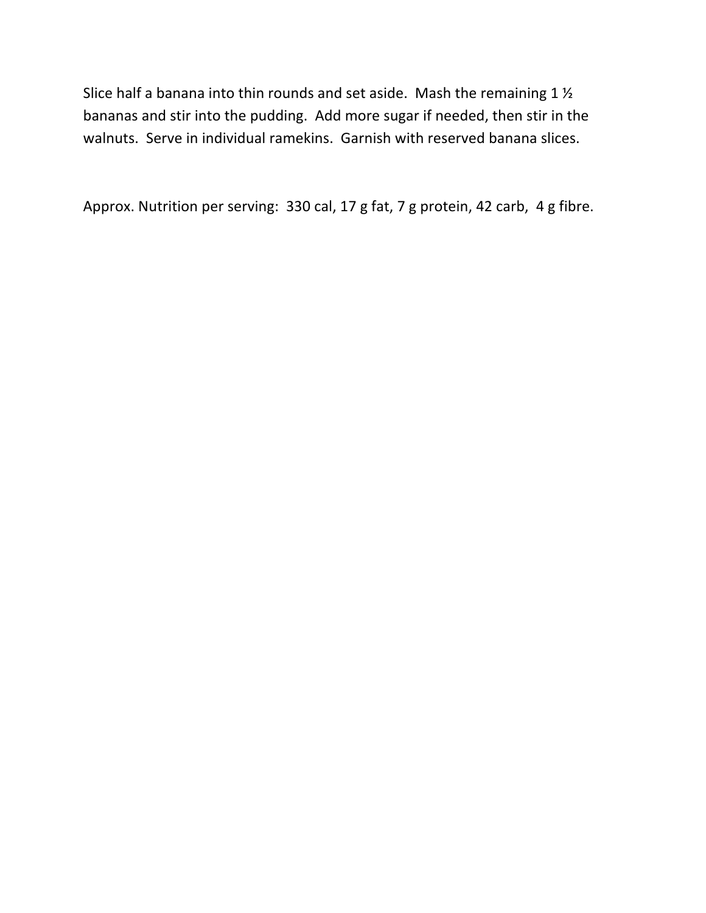Slice half a banana into thin rounds and set aside. Mash the remaining 1 ½ bananas and stir into the pudding. Add more sugar if needed, then stir in the walnuts. Serve in individual ramekins. Garnish with reserved banana slices.

Approx. Nutrition per serving: 330 cal, 17 g fat, 7 g protein, 42 carb, 4 g fibre.